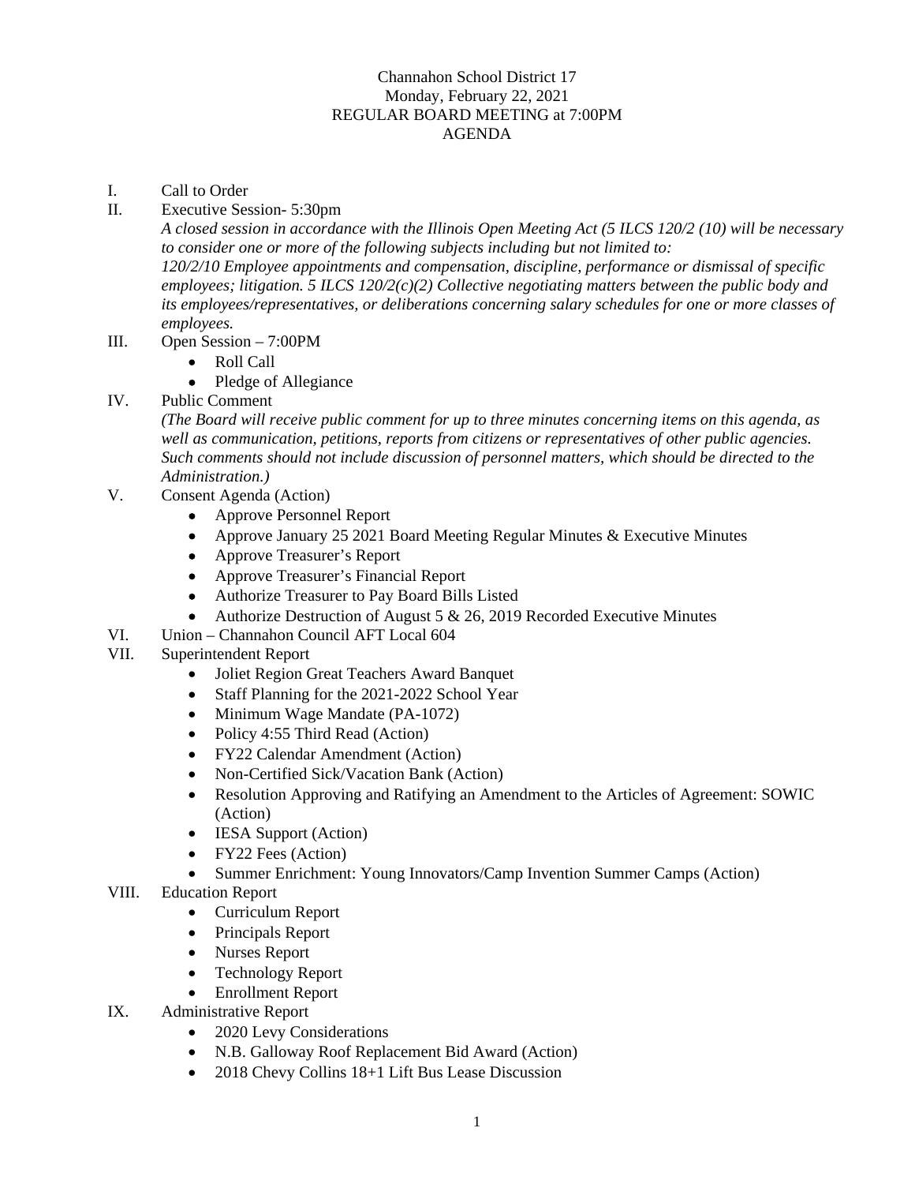# Channahon School District 17
## Monday, February 22, 2021
## REGULAR BOARD MEETING at 7:00PM
## AGENDA

I. Call to Order

II. Executive Session- 5:30pm

*A closed session in accordance with the Illinois Open Meeting Act (5 ILCS 120/2 (10) will be necessary to consider one or more of the following subjects including but not limited to:*
*120/2/10 Employee appointments and compensation, discipline, performance or dismissal of specific employees; litigation. 5 ILCS 120/2(c)(2) Collective negotiating matters between the public body and its employees/representatives, or deliberations concerning salary schedules for one or more classes of employees.*

III. Open Session – 7:00PM
- Roll Call
- Pledge of Allegiance

IV. Public Comment

*(The Board will receive public comment for up to three minutes concerning items on this agenda, as well as communication, petitions, reports from citizens or representatives of other public agencies. Such comments should not include discussion of personnel matters, which should be directed to the Administration.)*

V. Consent Agenda (Action)
- Approve Personnel Report
- Approve January 25 2021 Board Meeting Regular Minutes & Executive Minutes
- Approve Treasurer's Report
- Approve Treasurer's Financial Report
- Authorize Treasurer to Pay Board Bills Listed
- Authorize Destruction of August 5 & 26, 2019 Recorded Executive Minutes

VI. Union – Channahon Council AFT Local 604

VII. Superintendent Report
- Joliet Region Great Teachers Award Banquet
- Staff Planning for the 2021-2022 School Year
- Minimum Wage Mandate (PA-1072)
- Policy 4:55 Third Read (Action)
- FY22 Calendar Amendment (Action)
- Non-Certified Sick/Vacation Bank (Action)
- Resolution Approving and Ratifying an Amendment to the Articles of Agreement: SOWIC (Action)
- IESA Support (Action)
- FY22 Fees (Action)
- Summer Enrichment: Young Innovators/Camp Invention Summer Camps (Action)

VIII. Education Report
- Curriculum Report
- Principals Report
- Nurses Report
- Technology Report
- Enrollment Report

IX. Administrative Report
- 2020 Levy Considerations
- N.B. Galloway Roof Replacement Bid Award (Action)
- 2018 Chevy Collins 18+1 Lift Bus Lease Discussion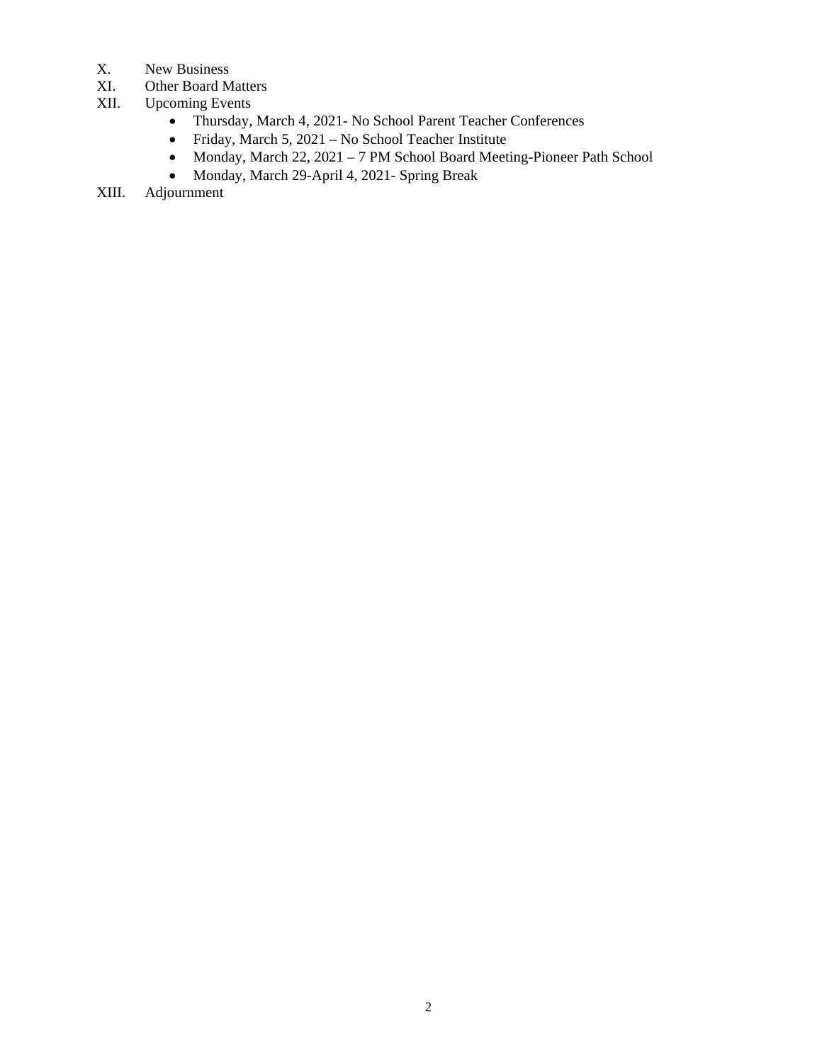X. New Business

XI. Other Board Matters

XII. Upcoming Events

- Thursday, March 4, 2021- No School Parent Teacher Conferences
- Friday, March 5, 2021 – No School Teacher Institute
- Monday, March 22, 2021 – 7 PM School Board Meeting-Pioneer Path School
- Monday, March 29-April 4, 2021- Spring Break

XIII. Adjournment